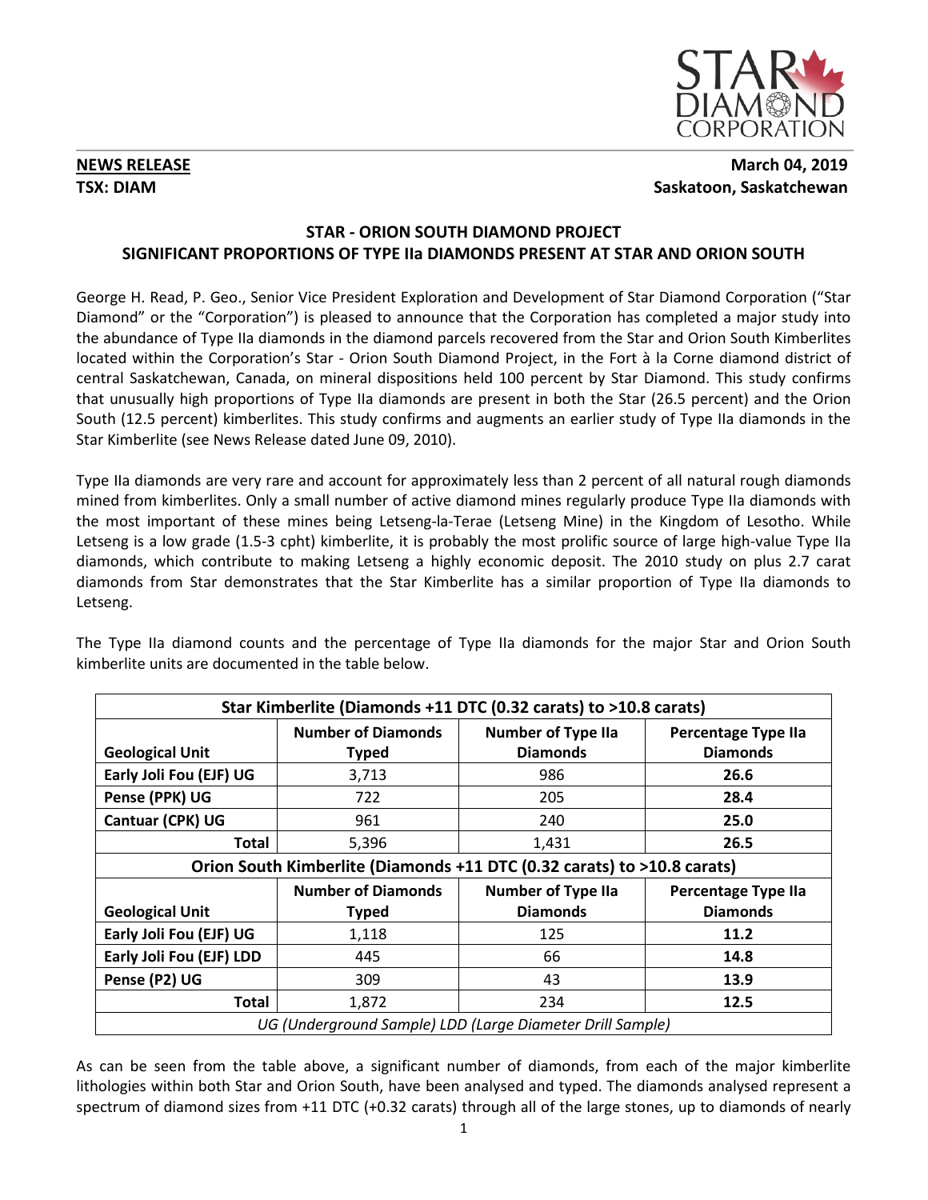**NEWS RELEASE** **March 04, 2019**

**TSX: DIAM** **Saskatoon, Saskatchewan**

## STAR - ORION SOUTH DIAMOND PROJECT
## SIGNIFICANT PROPORTIONS OF TYPE IIa DIAMONDS PRESENT AT STAR AND ORION SOUTH

George H. Read, P. Geo., Senior Vice President Exploration and Development of Star Diamond Corporation ("Star Diamond" or the "Corporation") is pleased to announce that the Corporation has completed a major study into the abundance of Type IIa diamonds in the diamond parcels recovered from the Star and Orion South Kimberlites located within the Corporation's Star - Orion South Diamond Project, in the Fort à la Corne diamond district of central Saskatchewan, Canada, on mineral dispositions held 100 percent by Star Diamond. This study confirms that unusually high proportions of Type IIa diamonds are present in both the Star (26.5 percent) and the Orion South (12.5 percent) kimberlites. This study confirms and augments an earlier study of Type IIa diamonds in the Star Kimberlite (see News Release dated June 09, 2010).

Type IIa diamonds are very rare and account for approximately less than 2 percent of all natural rough diamonds mined from kimberlites. Only a small number of active diamond mines regularly produce Type IIa diamonds with the most important of these mines being Letseng-la-Terae (Letseng Mine) in the Kingdom of Lesotho. While Letseng is a low grade (1.5-3 cpht) kimberlite, it is probably the most prolific source of large high-value Type IIa diamonds, which contribute to making Letseng a highly economic deposit. The 2010 study on plus 2.7 carat diamonds from Star demonstrates that the Star Kimberlite has a similar proportion of Type IIa diamonds to Letseng.

The Type IIa diamond counts and the percentage of Type IIa diamonds for the major Star and Orion South kimberlite units are documented in the table below.

| **Star Kimberlite (Diamonds +11 DTC (0.32 carats) to >10.8 carats)** | | | |
|---|---|---|---|
| **Geological Unit** | **Number of Diamonds Typed** | **Number of Type IIa Diamonds** | **Percentage Type IIa Diamonds** |
| **Early Joli Fou (EJF) UG** | 3,713 | 986 | **26.6** |
| **Pense (PPK) UG** | 722 | 205 | **28.4** |
| **Cantuar (CPK) UG** | 961 | 240 | **25.0** |
| **Total** | 5,396 | 1,431 | **26.5** |
| **Orion South Kimberlite (Diamonds +11 DTC (0.32 carats) to >10.8 carats)** | | | |
| **Geological Unit** | **Number of Diamonds Typed** | **Number of Type IIa Diamonds** | **Percentage Type IIa Diamonds** |
| **Early Joli Fou (EJF) UG** | 1,118 | 125 | **11.2** |
| **Early Joli Fou (EJF) LDD** | 445 | 66 | **14.8** |
| **Pense (P2) UG** | 309 | 43 | **13.9** |
| **Total** | 1,872 | 234 | **12.5** |
| *UG (Underground Sample) LDD (Large Diameter Drill Sample)* | | | |

As can be seen from the table above, a significant number of diamonds, from each of the major kimberlite lithologies within both Star and Orion South, have been analysed and typed. The diamonds analysed represent a spectrum of diamond sizes from +11 DTC (+0.32 carats) through all of the large stones, up to diamonds of nearly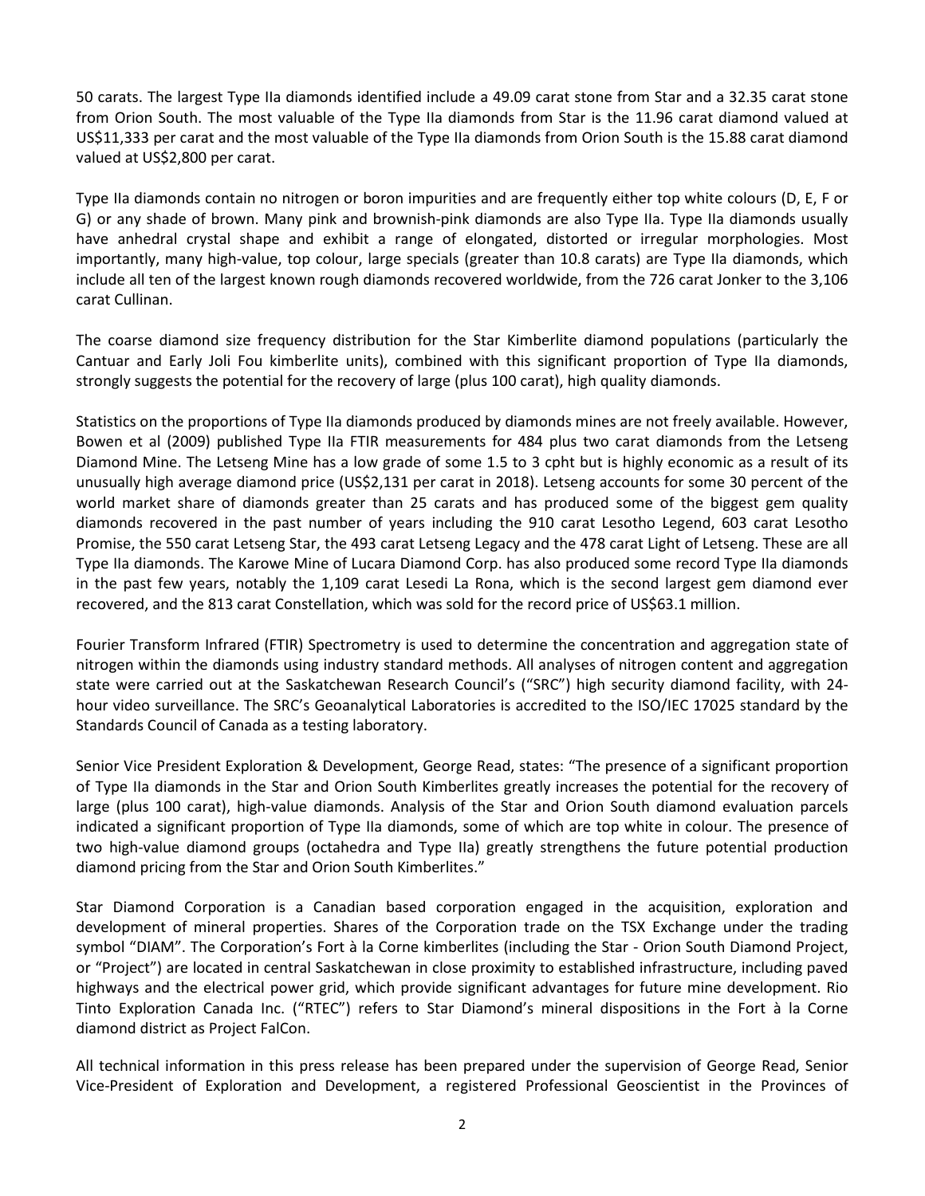50 carats. The largest Type IIa diamonds identified include a 49.09 carat stone from Star and a 32.35 carat stone from Orion South. The most valuable of the Type IIa diamonds from Star is the 11.96 carat diamond valued at US$11,333 per carat and the most valuable of the Type IIa diamonds from Orion South is the 15.88 carat diamond valued at US$2,800 per carat.

Type IIa diamonds contain no nitrogen or boron impurities and are frequently either top white colours (D, E, F or G) or any shade of brown. Many pink and brownish-pink diamonds are also Type IIa. Type IIa diamonds usually have anhedral crystal shape and exhibit a range of elongated, distorted or irregular morphologies. Most importantly, many high-value, top colour, large specials (greater than 10.8 carats) are Type IIa diamonds, which include all ten of the largest known rough diamonds recovered worldwide, from the 726 carat Jonker to the 3,106 carat Cullinan.

The coarse diamond size frequency distribution for the Star Kimberlite diamond populations (particularly the Cantuar and Early Joli Fou kimberlite units), combined with this significant proportion of Type IIa diamonds, strongly suggests the potential for the recovery of large (plus 100 carat), high quality diamonds.

Statistics on the proportions of Type IIa diamonds produced by diamonds mines are not freely available. However, Bowen et al (2009) published Type IIa FTIR measurements for 484 plus two carat diamonds from the Letseng Diamond Mine. The Letseng Mine has a low grade of some 1.5 to 3 cpht but is highly economic as a result of its unusually high average diamond price (US$2,131 per carat in 2018). Letseng accounts for some 30 percent of the world market share of diamonds greater than 25 carats and has produced some of the biggest gem quality diamonds recovered in the past number of years including the 910 carat Lesotho Legend, 603 carat Lesotho Promise, the 550 carat Letseng Star, the 493 carat Letseng Legacy and the 478 carat Light of Letseng. These are all Type IIa diamonds. The Karowe Mine of Lucara Diamond Corp. has also produced some record Type IIa diamonds in the past few years, notably the 1,109 carat Lesedi La Rona, which is the second largest gem diamond ever recovered, and the 813 carat Constellation, which was sold for the record price of US$63.1 million.

Fourier Transform Infrared (FTIR) Spectrometry is used to determine the concentration and aggregation state of nitrogen within the diamonds using industry standard methods. All analyses of nitrogen content and aggregation state were carried out at the Saskatchewan Research Council's ("SRC") high security diamond facility, with 24-hour video surveillance. The SRC's Geoanalytical Laboratories is accredited to the ISO/IEC 17025 standard by the Standards Council of Canada as a testing laboratory.

Senior Vice President Exploration & Development, George Read, states: "The presence of a significant proportion of Type IIa diamonds in the Star and Orion South Kimberlites greatly increases the potential for the recovery of large (plus 100 carat), high-value diamonds. Analysis of the Star and Orion South diamond evaluation parcels indicated a significant proportion of Type IIa diamonds, some of which are top white in colour. The presence of two high-value diamond groups (octahedra and Type IIa) greatly strengthens the future potential production diamond pricing from the Star and Orion South Kimberlites."

Star Diamond Corporation is a Canadian based corporation engaged in the acquisition, exploration and development of mineral properties. Shares of the Corporation trade on the TSX Exchange under the trading symbol "DIAM". The Corporation's Fort à la Corne kimberlites (including the Star - Orion South Diamond Project, or "Project") are located in central Saskatchewan in close proximity to established infrastructure, including paved highways and the electrical power grid, which provide significant advantages for future mine development. Rio Tinto Exploration Canada Inc. ("RTEC") refers to Star Diamond's mineral dispositions in the Fort à la Corne diamond district as Project FalCon.

All technical information in this press release has been prepared under the supervision of George Read, Senior Vice-President of Exploration and Development, a registered Professional Geoscientist in the Provinces of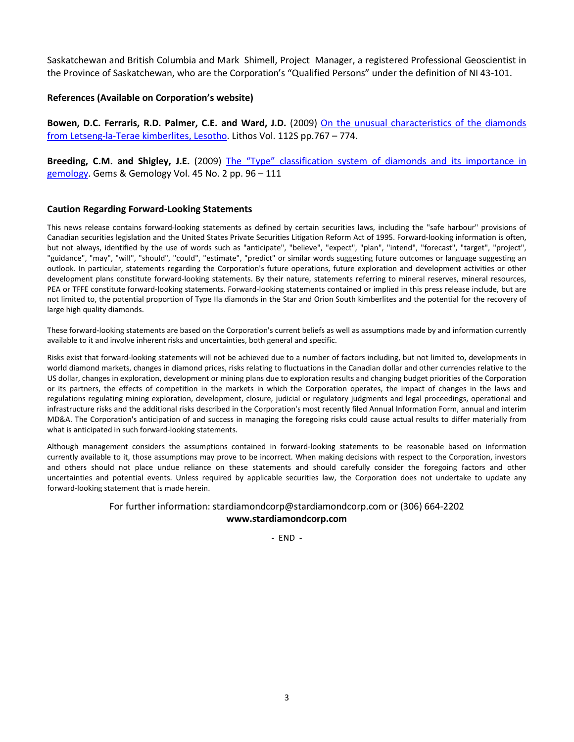Saskatchewan and British Columbia and Mark Shimell, Project Manager, a registered Professional Geoscientist in the Province of Saskatchewan, who are the Corporation's "Qualified Persons" under the definition of NI 43-101.

**References (Available on Corporation's website)**

**Bowen, D.C. Ferraris, R.D. Palmer, C.E. and Ward, J.D.** (2009) On the unusual characteristics of the diamonds from Letseng-la-Terae kimberlites, Lesotho. Lithos Vol. 112S pp.767 – 774.

**Breeding, C.M. and Shigley, J.E.** (2009) The "Type" classification system of diamonds and its importance in gemology. Gems & Gemology Vol. 45 No. 2 pp. 96 – 111

**Caution Regarding Forward-Looking Statements**

This news release contains forward-looking statements as defined by certain securities laws, including the "safe harbour" provisions of Canadian securities legislation and the United States Private Securities Litigation Reform Act of 1995. Forward-looking information is often, but not always, identified by the use of words such as "anticipate", "believe", "expect", "plan", "intend", "forecast", "target", "project", "guidance", "may", "will", "should", "could", "estimate", "predict" or similar words suggesting future outcomes or language suggesting an outlook. In particular, statements regarding the Corporation's future operations, future exploration and development activities or other development plans constitute forward-looking statements. By their nature, statements referring to mineral reserves, mineral resources, PEA or TFFE constitute forward-looking statements. Forward-looking statements contained or implied in this press release include, but are not limited to, the potential proportion of Type IIa diamonds in the Star and Orion South kimberlites and the potential for the recovery of large high quality diamonds.

These forward-looking statements are based on the Corporation's current beliefs as well as assumptions made by and information currently available to it and involve inherent risks and uncertainties, both general and specific.

Risks exist that forward-looking statements will not be achieved due to a number of factors including, but not limited to, developments in world diamond markets, changes in diamond prices, risks relating to fluctuations in the Canadian dollar and other currencies relative to the US dollar, changes in exploration, development or mining plans due to exploration results and changing budget priorities of the Corporation or its partners, the effects of competition in the markets in which the Corporation operates, the impact of changes in the laws and regulations regulating mining exploration, development, closure, judicial or regulatory judgments and legal proceedings, operational and infrastructure risks and the additional risks described in the Corporation's most recently filed Annual Information Form, annual and interim MD&A. The Corporation's anticipation of and success in managing the foregoing risks could cause actual results to differ materially from what is anticipated in such forward-looking statements.

Although management considers the assumptions contained in forward-looking statements to be reasonable based on information currently available to it, those assumptions may prove to be incorrect. When making decisions with respect to the Corporation, investors and others should not place undue reliance on these statements and should carefully consider the foregoing factors and other uncertainties and potential events. Unless required by applicable securities law, the Corporation does not undertake to update any forward-looking statement that is made herein.

For further information: stardiamondcorp@stardiamondcorp.com or (306) 664-2202
**www.stardiamondcorp.com**

- END -